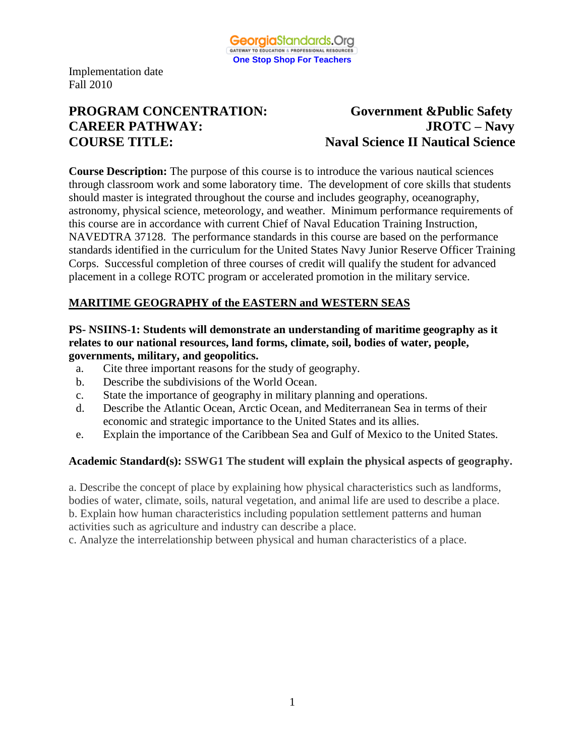Implementation date
Fall 2010

**PROGRAM CONCENTRATION:** **Government &Public Safety**
**CAREER PATHWAY:** **JROTC – Navy**
**COURSE TITLE:** **Naval Science II Nautical Science**

**Course Description:** The purpose of this course is to introduce the various nautical sciences through classroom work and some laboratory time. The development of core skills that students should master is integrated throughout the course and includes geography, oceanography, astronomy, physical science, meteorology, and weather. Minimum performance requirements of this course are in accordance with current Chief of Naval Education Training Instruction, NAVEDTRA 37128. The performance standards in this course are based on the performance standards identified in the curriculum for the United States Navy Junior Reserve Officer Training Corps. Successful completion of three courses of credit will qualify the student for advanced placement in a college ROTC program or accelerated promotion in the military service.

## MARITIME GEOGRAPHY of the EASTERN and WESTERN SEAS

**PS- NSIINS-1: Students will demonstrate an understanding of maritime geography as it relates to our national resources, land forms, climate, soil, bodies of water, people, governments, military, and geopolitics.**

a. Cite three important reasons for the study of geography.
b. Describe the subdivisions of the World Ocean.
c. State the importance of geography in military planning and operations.
d. Describe the Atlantic Ocean, Arctic Ocean, and Mediterranean Sea in terms of their economic and strategic importance to the United States and its allies.
e. Explain the importance of the Caribbean Sea and Gulf of Mexico to the United States.

**Academic Standard(s): SSWG1 The student will explain the physical aspects of geography.**

a. Describe the concept of place by explaining how physical characteristics such as landforms, bodies of water, climate, soils, natural vegetation, and animal life are used to describe a place.
b. Explain how human characteristics including population settlement patterns and human activities such as agriculture and industry can describe a place.
c. Analyze the interrelationship between physical and human characteristics of a place.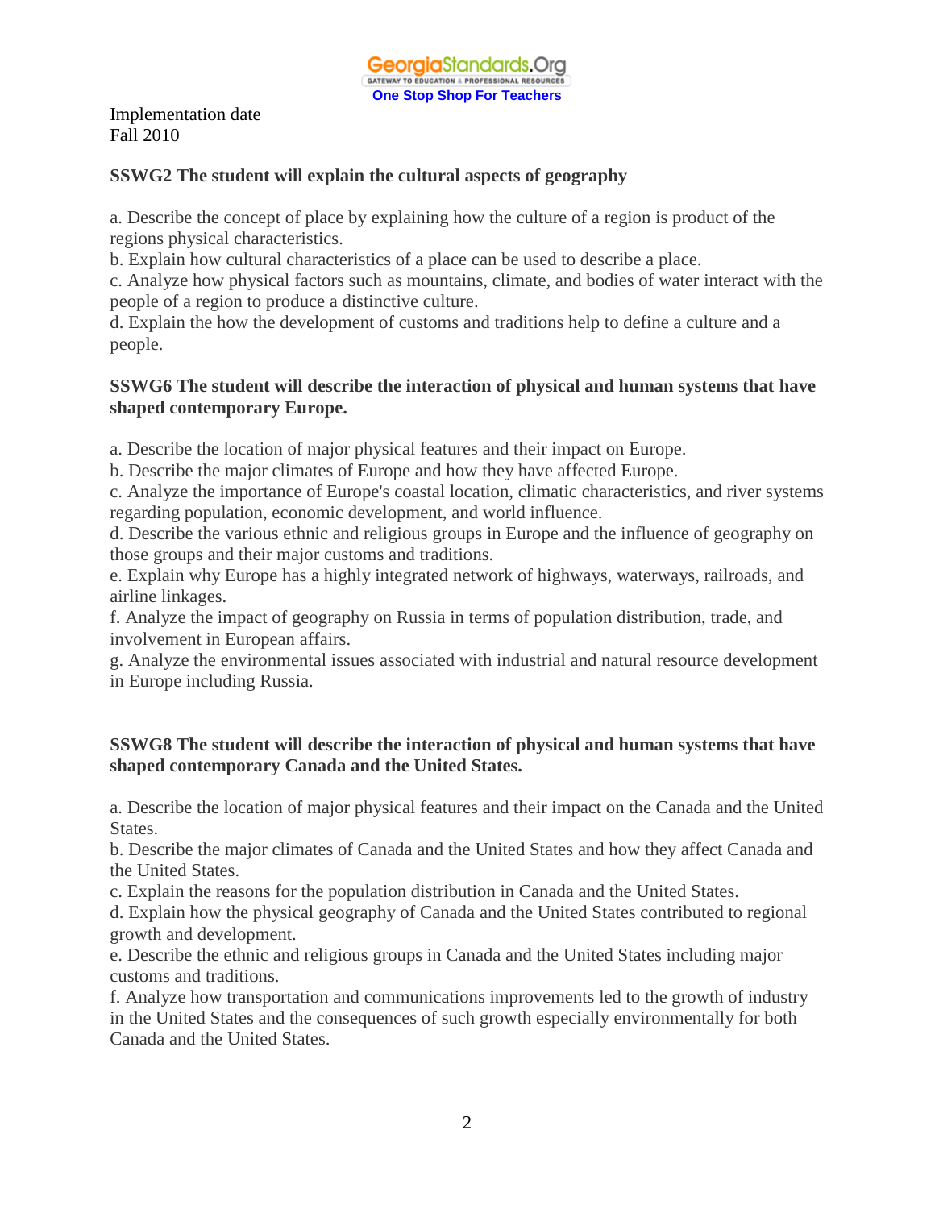Implementation date
Fall 2010

**SSWG2 The student will explain the cultural aspects of geography**

a. Describe the concept of place by explaining how the culture of a region is product of the regions physical characteristics.
b. Explain how cultural characteristics of a place can be used to describe a place.
c. Analyze how physical factors such as mountains, climate, and bodies of water interact with the people of a region to produce a distinctive culture.
d. Explain the how the development of customs and traditions help to define a culture and a people.

**SSWG6 The student will describe the interaction of physical and human systems that have shaped contemporary Europe.**

a. Describe the location of major physical features and their impact on Europe.
b. Describe the major climates of Europe and how they have affected Europe.
c. Analyze the importance of Europe's coastal location, climatic characteristics, and river systems regarding population, economic development, and world influence.
d. Describe the various ethnic and religious groups in Europe and the influence of geography on those groups and their major customs and traditions.
e. Explain why Europe has a highly integrated network of highways, waterways, railroads, and airline linkages.
f. Analyze the impact of geography on Russia in terms of population distribution, trade, and involvement in European affairs.
g. Analyze the environmental issues associated with industrial and natural resource development in Europe including Russia.

**SSWG8 The student will describe the interaction of physical and human systems that have shaped contemporary Canada and the United States.**

a. Describe the location of major physical features and their impact on the Canada and the United States.
b. Describe the major climates of Canada and the United States and how they affect Canada and the United States.
c. Explain the reasons for the population distribution in Canada and the United States.
d. Explain how the physical geography of Canada and the United States contributed to regional growth and development.
e. Describe the ethnic and religious groups in Canada and the United States including major customs and traditions.
f. Analyze how transportation and communications improvements led to the growth of industry in the United States and the consequences of such growth especially environmentally for both Canada and the United States.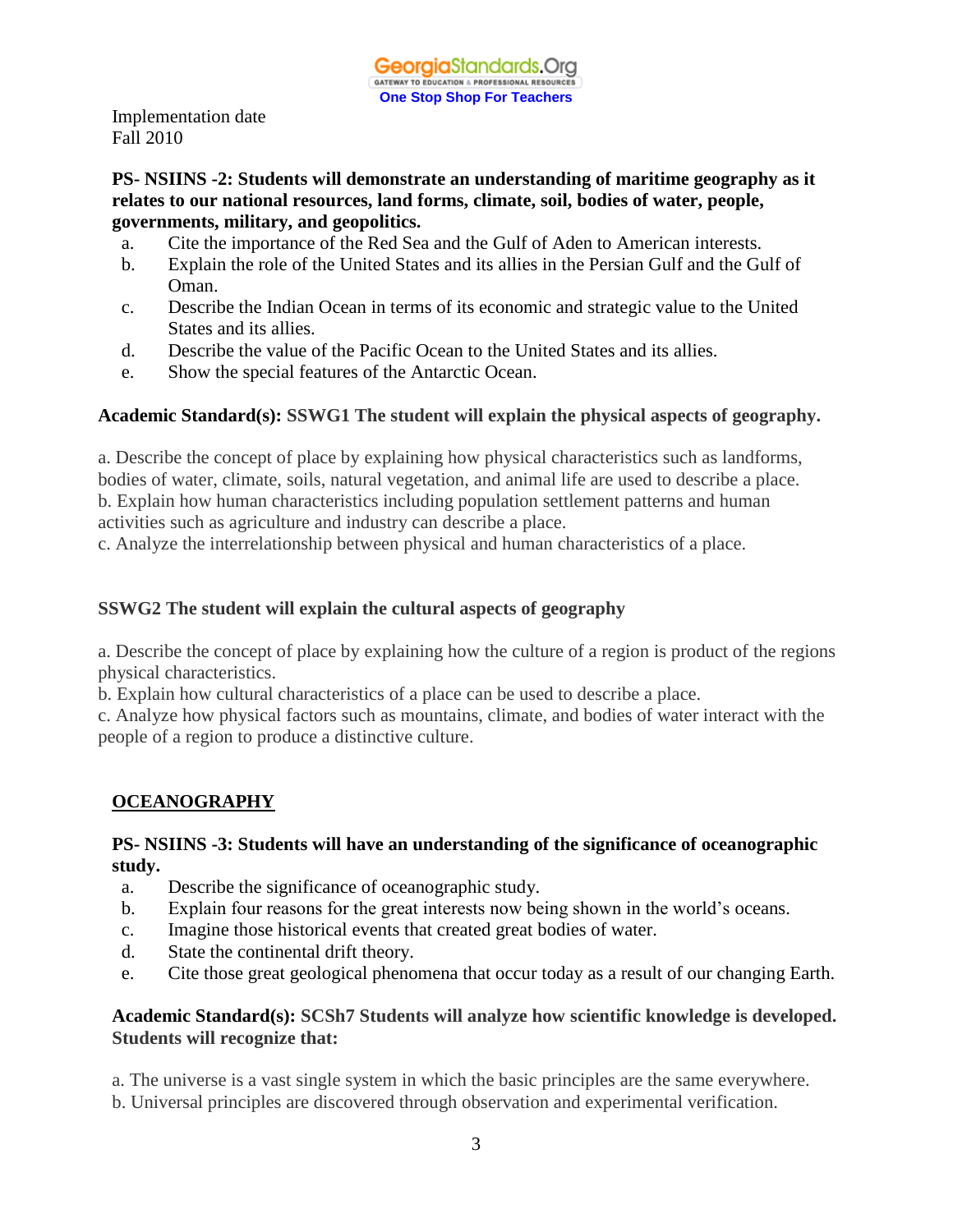Implementation date
Fall 2010

**PS- NSIINS -2: Students will demonstrate an understanding of maritime geography as it relates to our national resources, land forms, climate, soil, bodies of water, people, governments, military, and geopolitics.**

a. Cite the importance of the Red Sea and the Gulf of Aden to American interests.
b. Explain the role of the United States and its allies in the Persian Gulf and the Gulf of Oman.
c. Describe the Indian Ocean in terms of its economic and strategic value to the United States and its allies.
d. Describe the value of the Pacific Ocean to the United States and its allies.
e. Show the special features of the Antarctic Ocean.

**Academic Standard(s): SSWG1 The student will explain the physical aspects of geography.**

a. Describe the concept of place by explaining how physical characteristics such as landforms, bodies of water, climate, soils, natural vegetation, and animal life are used to describe a place.
b. Explain how human characteristics including population settlement patterns and human activities such as agriculture and industry can describe a place.
c. Analyze the interrelationship between physical and human characteristics of a place.

**SSWG2 The student will explain the cultural aspects of geography**

a. Describe the concept of place by explaining how the culture of a region is product of the regions physical characteristics.
b. Explain how cultural characteristics of a place can be used to describe a place.
c. Analyze how physical factors such as mountains, climate, and bodies of water interact with the people of a region to produce a distinctive culture.

## OCEANOGRAPHY

**PS- NSIINS -3: Students will have an understanding of the significance of oceanographic study.**

a. Describe the significance of oceanographic study.
b. Explain four reasons for the great interests now being shown in the world's oceans.
c. Imagine those historical events that created great bodies of water.
d. State the continental drift theory.
e. Cite those great geological phenomena that occur today as a result of our changing Earth.

**Academic Standard(s): SCSh7 Students will analyze how scientific knowledge is developed. Students will recognize that:**

a. The universe is a vast single system in which the basic principles are the same everywhere.
b. Universal principles are discovered through observation and experimental verification.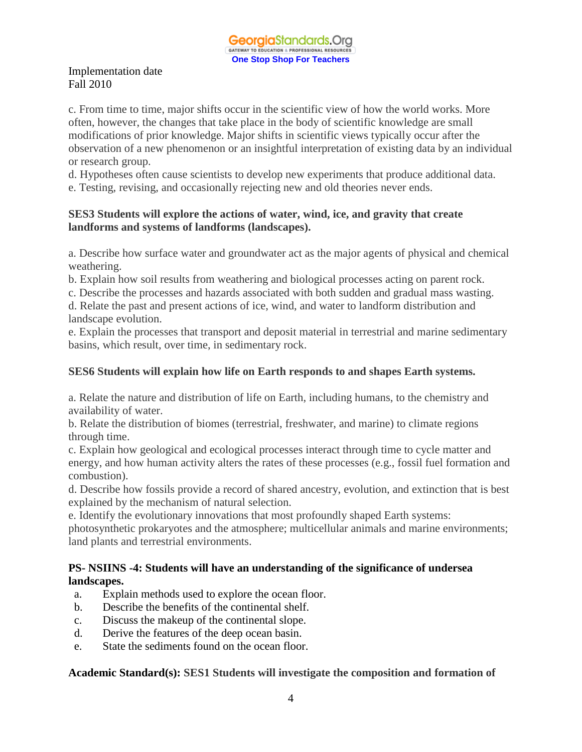Implementation date
Fall 2010

c. From time to time, major shifts occur in the scientific view of how the world works. More often, however, the changes that take place in the body of scientific knowledge are small modifications of prior knowledge. Major shifts in scientific views typically occur after the observation of a new phenomenon or an insightful interpretation of existing data by an individual or research group.
d. Hypotheses often cause scientists to develop new experiments that produce additional data.
e. Testing, revising, and occasionally rejecting new and old theories never ends.

**SES3 Students will explore the actions of water, wind, ice, and gravity that create landforms and systems of landforms (landscapes).**

a. Describe how surface water and groundwater act as the major agents of physical and chemical weathering.
b. Explain how soil results from weathering and biological processes acting on parent rock.
c. Describe the processes and hazards associated with both sudden and gradual mass wasting.
d. Relate the past and present actions of ice, wind, and water to landform distribution and landscape evolution.
e. Explain the processes that transport and deposit material in terrestrial and marine sedimentary basins, which result, over time, in sedimentary rock.

**SES6 Students will explain how life on Earth responds to and shapes Earth systems.**

a. Relate the nature and distribution of life on Earth, including humans, to the chemistry and availability of water.
b. Relate the distribution of biomes (terrestrial, freshwater, and marine) to climate regions through time.
c. Explain how geological and ecological processes interact through time to cycle matter and energy, and how human activity alters the rates of these processes (e.g., fossil fuel formation and combustion).
d. Describe how fossils provide a record of shared ancestry, evolution, and extinction that is best explained by the mechanism of natural selection.
e. Identify the evolutionary innovations that most profoundly shaped Earth systems: photosynthetic prokaryotes and the atmosphere; multicellular animals and marine environments; land plants and terrestrial environments.

**PS- NSIINS -4: Students will have an understanding of the significance of undersea landscapes.**

a. Explain methods used to explore the ocean floor.
b. Describe the benefits of the continental shelf.
c. Discuss the makeup of the continental slope.
d. Derive the features of the deep ocean basin.
e. State the sediments found on the ocean floor.

**Academic Standard(s): SES1 Students will investigate the composition and formation of**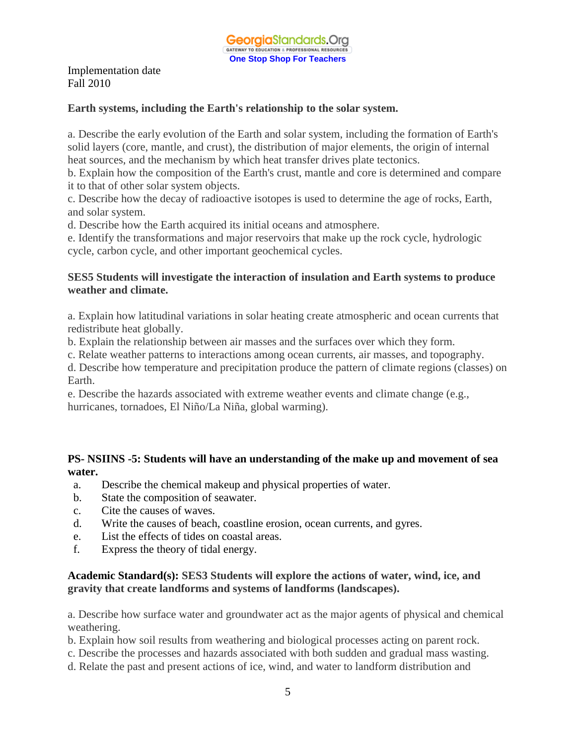Implementation date
Fall 2010

**Earth systems, including the Earth's relationship to the solar system.**

a. Describe the early evolution of the Earth and solar system, including the formation of Earth's solid layers (core, mantle, and crust), the distribution of major elements, the origin of internal heat sources, and the mechanism by which heat transfer drives plate tectonics.
b. Explain how the composition of the Earth's crust, mantle and core is determined and compare it to that of other solar system objects.
c. Describe how the decay of radioactive isotopes is used to determine the age of rocks, Earth, and solar system.
d. Describe how the Earth acquired its initial oceans and atmosphere.
e. Identify the transformations and major reservoirs that make up the rock cycle, hydrologic cycle, carbon cycle, and other important geochemical cycles.

**SES5 Students will investigate the interaction of insulation and Earth systems to produce weather and climate.**

a. Explain how latitudinal variations in solar heating create atmospheric and ocean currents that redistribute heat globally.
b. Explain the relationship between air masses and the surfaces over which they form.
c. Relate weather patterns to interactions among ocean currents, air masses, and topography.
d. Describe how temperature and precipitation produce the pattern of climate regions (classes) on Earth.
e. Describe the hazards associated with extreme weather events and climate change (e.g., hurricanes, tornadoes, El Niño/La Niña, global warming).

**PS- NSIINS -5: Students will have an understanding of the make up and movement of sea water.**

a. Describe the chemical makeup and physical properties of water.
b. State the composition of seawater.
c. Cite the causes of waves.
d. Write the causes of beach, coastline erosion, ocean currents, and gyres.
e. List the effects of tides on coastal areas.
f. Express the theory of tidal energy.

**Academic Standard(s): SES3 Students will explore the actions of water, wind, ice, and gravity that create landforms and systems of landforms (landscapes).**

a. Describe how surface water and groundwater act as the major agents of physical and chemical weathering.
b. Explain how soil results from weathering and biological processes acting on parent rock.
c. Describe the processes and hazards associated with both sudden and gradual mass wasting.
d. Relate the past and present actions of ice, wind, and water to landform distribution and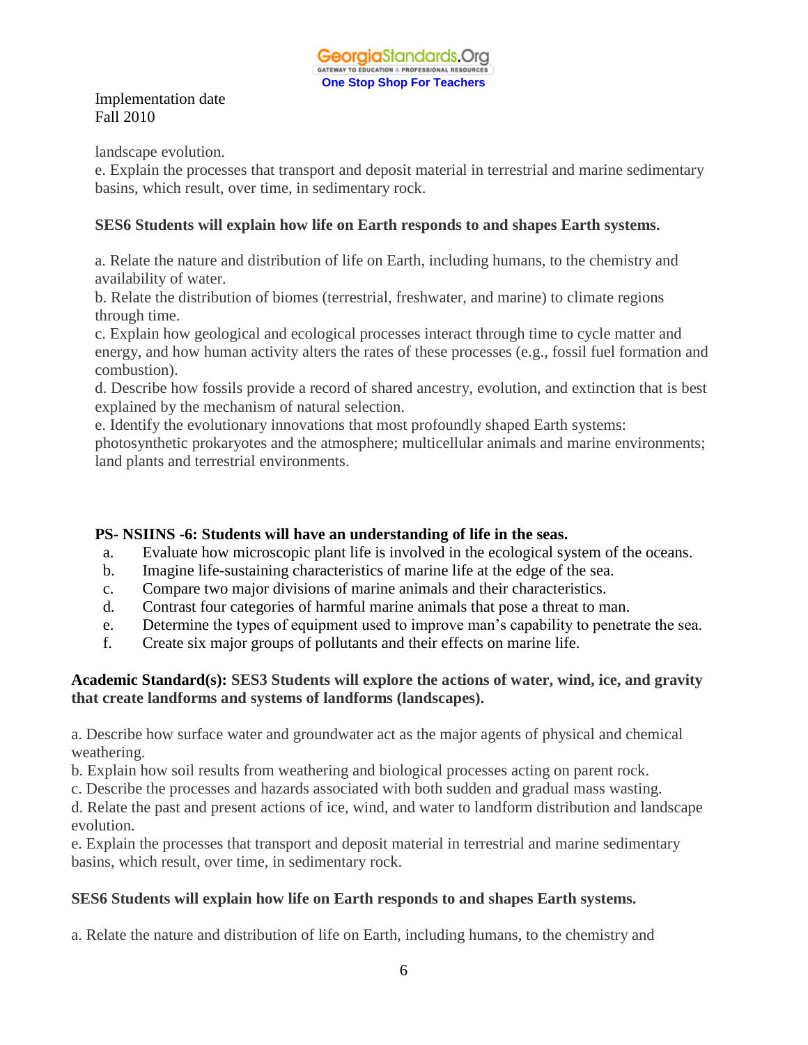Implementation date
Fall 2010

landscape evolution.
e. Explain the processes that transport and deposit material in terrestrial and marine sedimentary basins, which result, over time, in sedimentary rock.

**SES6 Students will explain how life on Earth responds to and shapes Earth systems.**

a. Relate the nature and distribution of life on Earth, including humans, to the chemistry and availability of water.
b. Relate the distribution of biomes (terrestrial, freshwater, and marine) to climate regions through time.
c. Explain how geological and ecological processes interact through time to cycle matter and energy, and how human activity alters the rates of these processes (e.g., fossil fuel formation and combustion).
d. Describe how fossils provide a record of shared ancestry, evolution, and extinction that is best explained by the mechanism of natural selection.
e. Identify the evolutionary innovations that most profoundly shaped Earth systems: photosynthetic prokaryotes and the atmosphere; multicellular animals and marine environments; land plants and terrestrial environments.

**PS- NSIINS -6: Students will have an understanding of life in the seas.**

a. Evaluate how microscopic plant life is involved in the ecological system of the oceans.
b. Imagine life-sustaining characteristics of marine life at the edge of the sea.
c. Compare two major divisions of marine animals and their characteristics.
d. Contrast four categories of harmful marine animals that pose a threat to man.
e. Determine the types of equipment used to improve man's capability to penetrate the sea.
f. Create six major groups of pollutants and their effects on marine life.

**Academic Standard(s): SES3 Students will explore the actions of water, wind, ice, and gravity that create landforms and systems of landforms (landscapes).**

a. Describe how surface water and groundwater act as the major agents of physical and chemical weathering.
b. Explain how soil results from weathering and biological processes acting on parent rock.
c. Describe the processes and hazards associated with both sudden and gradual mass wasting.
d. Relate the past and present actions of ice, wind, and water to landform distribution and landscape evolution.
e. Explain the processes that transport and deposit material in terrestrial and marine sedimentary basins, which result, over time, in sedimentary rock.

**SES6 Students will explain how life on Earth responds to and shapes Earth systems.**

a. Relate the nature and distribution of life on Earth, including humans, to the chemistry and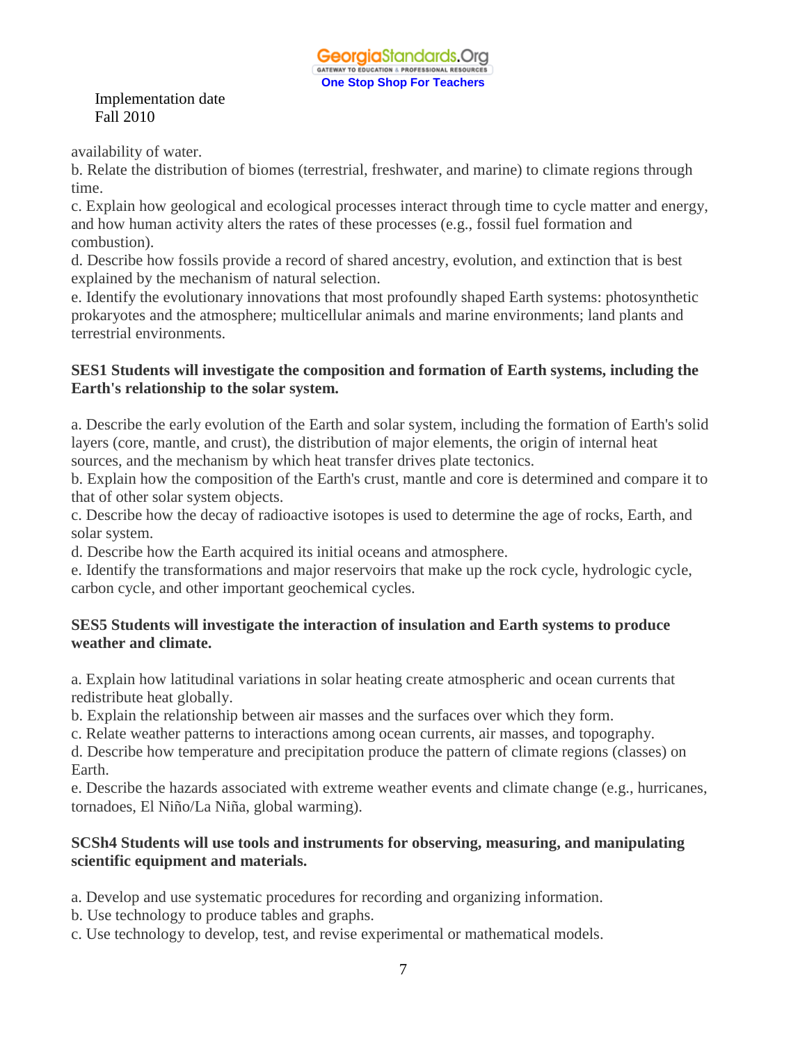availability of water.

b. Relate the distribution of biomes (terrestrial, freshwater, and marine) to climate regions through time.

c. Explain how geological and ecological processes interact through time to cycle matter and energy, and how human activity alters the rates of these processes (e.g., fossil fuel formation and combustion).

d. Describe how fossils provide a record of shared ancestry, evolution, and extinction that is best explained by the mechanism of natural selection.

e. Identify the evolutionary innovations that most profoundly shaped Earth systems: photosynthetic prokaryotes and the atmosphere; multicellular animals and marine environments; land plants and terrestrial environments.

**SES1 Students will investigate the composition and formation of Earth systems, including the Earth's relationship to the solar system.**

a. Describe the early evolution of the Earth and solar system, including the formation of Earth's solid layers (core, mantle, and crust), the distribution of major elements, the origin of internal heat sources, and the mechanism by which heat transfer drives plate tectonics.

b. Explain how the composition of the Earth's crust, mantle and core is determined and compare it to that of other solar system objects.

c. Describe how the decay of radioactive isotopes is used to determine the age of rocks, Earth, and solar system.

d. Describe how the Earth acquired its initial oceans and atmosphere.

e. Identify the transformations and major reservoirs that make up the rock cycle, hydrologic cycle, carbon cycle, and other important geochemical cycles.

**SES5 Students will investigate the interaction of insulation and Earth systems to produce weather and climate.**

a. Explain how latitudinal variations in solar heating create atmospheric and ocean currents that redistribute heat globally.

b. Explain the relationship between air masses and the surfaces over which they form.

c. Relate weather patterns to interactions among ocean currents, air masses, and topography.

d. Describe how temperature and precipitation produce the pattern of climate regions (classes) on Earth.

e. Describe the hazards associated with extreme weather events and climate change (e.g., hurricanes, tornadoes, El Niño/La Niña, global warming).

**SCSh4 Students will use tools and instruments for observing, measuring, and manipulating scientific equipment and materials.**

a. Develop and use systematic procedures for recording and organizing information.

b. Use technology to produce tables and graphs.

c. Use technology to develop, test, and revise experimental or mathematical models.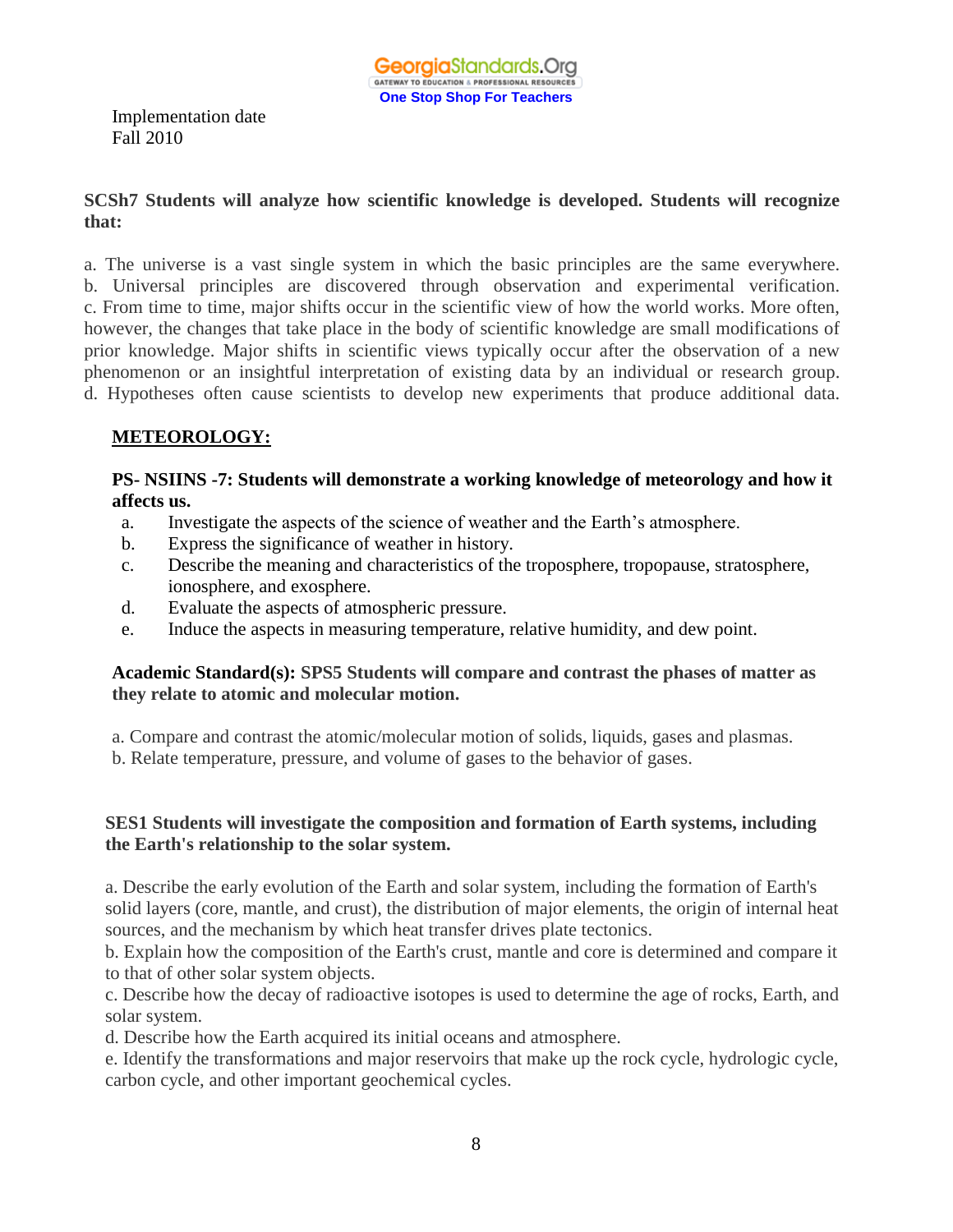Implementation date
Fall 2010

**SCSh7 Students will analyze how scientific knowledge is developed. Students will recognize that:**

a. The universe is a vast single system in which the basic principles are the same everywhere.
b. Universal principles are discovered through observation and experimental verification.
c. From time to time, major shifts occur in the scientific view of how the world works. More often, however, the changes that take place in the body of scientific knowledge are small modifications of prior knowledge. Major shifts in scientific views typically occur after the observation of a new phenomenon or an insightful interpretation of existing data by an individual or research group.
d. Hypotheses often cause scientists to develop new experiments that produce additional data.

**<u>METEOROLOGY:</u>**

**PS- NSIINS -7: Students will demonstrate a working knowledge of meteorology and how it affects us.**

a. Investigate the aspects of the science of weather and the Earth's atmosphere.
b. Express the significance of weather in history.
c. Describe the meaning and characteristics of the troposphere, tropopause, stratosphere, ionosphere, and exosphere.
d. Evaluate the aspects of atmospheric pressure.
e. Induce the aspects in measuring temperature, relative humidity, and dew point.

**Academic Standard(s): SPS5 Students will compare and contrast the phases of matter as they relate to atomic and molecular motion.**

a. Compare and contrast the atomic/molecular motion of solids, liquids, gases and plasmas.
b. Relate temperature, pressure, and volume of gases to the behavior of gases.

**SES1 Students will investigate the composition and formation of Earth systems, including the Earth's relationship to the solar system.**

a. Describe the early evolution of the Earth and solar system, including the formation of Earth's solid layers (core, mantle, and crust), the distribution of major elements, the origin of internal heat sources, and the mechanism by which heat transfer drives plate tectonics.
b. Explain how the composition of the Earth's crust, mantle and core is determined and compare it to that of other solar system objects.
c. Describe how the decay of radioactive isotopes is used to determine the age of rocks, Earth, and solar system.
d. Describe how the Earth acquired its initial oceans and atmosphere.
e. Identify the transformations and major reservoirs that make up the rock cycle, hydrologic cycle, carbon cycle, and other important geochemical cycles.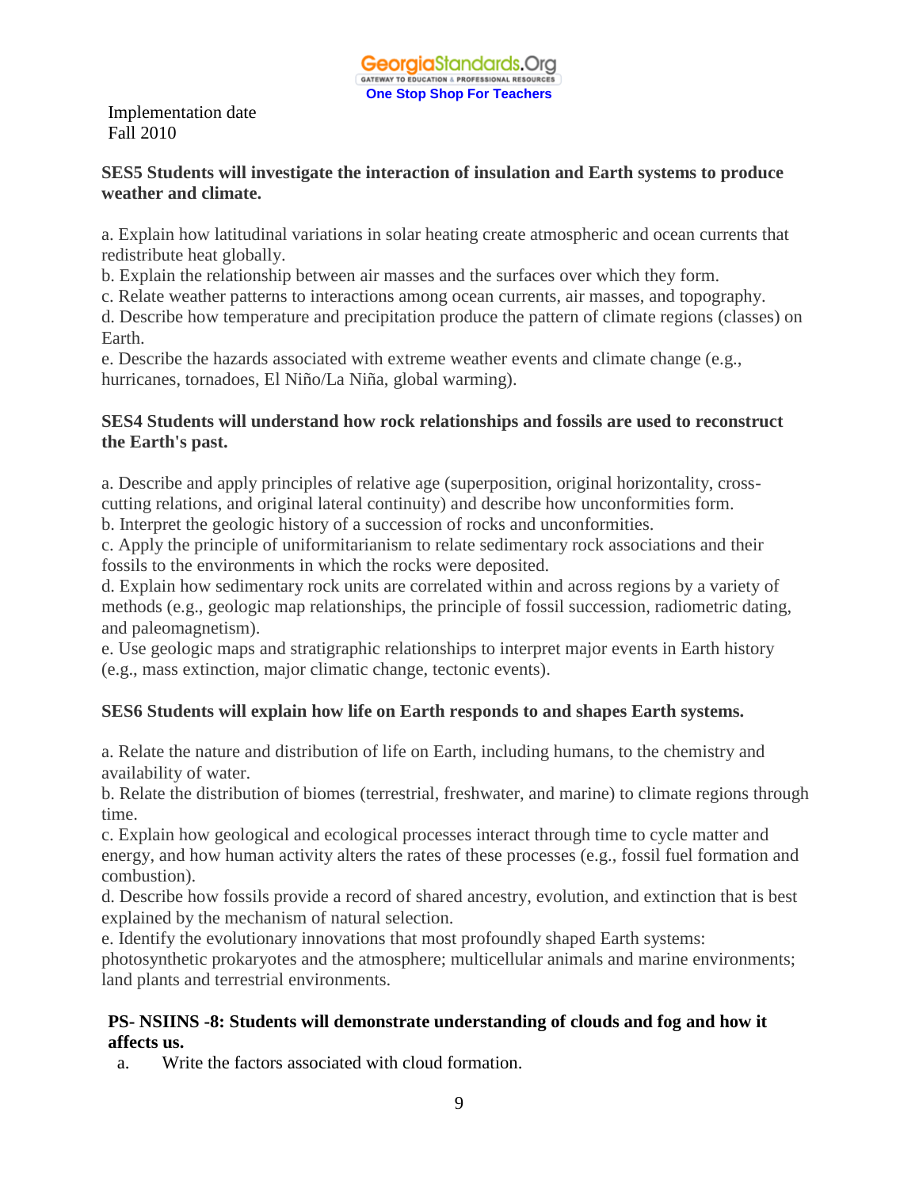Implementation date
Fall 2010

**SES5 Students will investigate the interaction of insulation and Earth systems to produce weather and climate.**

a. Explain how latitudinal variations in solar heating create atmospheric and ocean currents that redistribute heat globally.
b. Explain the relationship between air masses and the surfaces over which they form.
c. Relate weather patterns to interactions among ocean currents, air masses, and topography.
d. Describe how temperature and precipitation produce the pattern of climate regions (classes) on Earth.
e. Describe the hazards associated with extreme weather events and climate change (e.g., hurricanes, tornadoes, El Niño/La Niña, global warming).

**SES4 Students will understand how rock relationships and fossils are used to reconstruct the Earth's past.**

a. Describe and apply principles of relative age (superposition, original horizontality, cross-cutting relations, and original lateral continuity) and describe how unconformities form.
b. Interpret the geologic history of a succession of rocks and unconformities.
c. Apply the principle of uniformitarianism to relate sedimentary rock associations and their fossils to the environments in which the rocks were deposited.
d. Explain how sedimentary rock units are correlated within and across regions by a variety of methods (e.g., geologic map relationships, the principle of fossil succession, radiometric dating, and paleomagnetism).
e. Use geologic maps and stratigraphic relationships to interpret major events in Earth history (e.g., mass extinction, major climatic change, tectonic events).

**SES6 Students will explain how life on Earth responds to and shapes Earth systems.**

a. Relate the nature and distribution of life on Earth, including humans, to the chemistry and availability of water.
b. Relate the distribution of biomes (terrestrial, freshwater, and marine) to climate regions through time.
c. Explain how geological and ecological processes interact through time to cycle matter and energy, and how human activity alters the rates of these processes (e.g., fossil fuel formation and combustion).
d. Describe how fossils provide a record of shared ancestry, evolution, and extinction that is best explained by the mechanism of natural selection.
e. Identify the evolutionary innovations that most profoundly shaped Earth systems: photosynthetic prokaryotes and the atmosphere; multicellular animals and marine environments; land plants and terrestrial environments.

**PS- NSIINS -8: Students will demonstrate understanding of clouds and fog and how it affects us.**

a. Write the factors associated with cloud formation.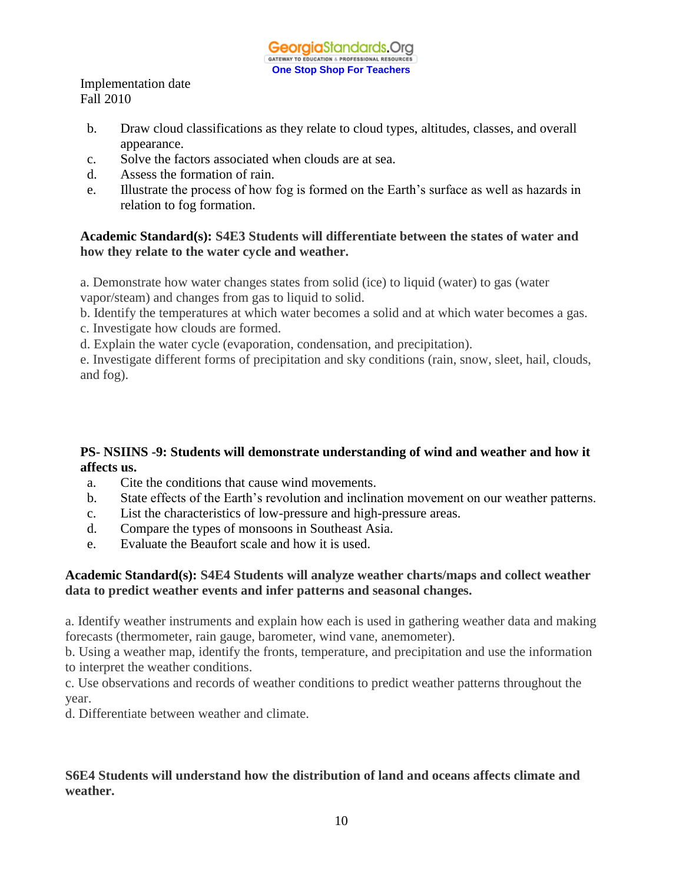Implementation date
Fall 2010

b. Draw cloud classifications as they relate to cloud types, altitudes, classes, and overall appearance.
c. Solve the factors associated when clouds are at sea.
d. Assess the formation of rain.
e. Illustrate the process of how fog is formed on the Earth's surface as well as hazards in relation to fog formation.

**Academic Standard(s): S4E3 Students will differentiate between the states of water and how they relate to the water cycle and weather.**

a. Demonstrate how water changes states from solid (ice) to liquid (water) to gas (water vapor/steam) and changes from gas to liquid to solid.
b. Identify the temperatures at which water becomes a solid and at which water becomes a gas.
c. Investigate how clouds are formed.
d. Explain the water cycle (evaporation, condensation, and precipitation).
e. Investigate different forms of precipitation and sky conditions (rain, snow, sleet, hail, clouds, and fog).

**PS- NSIINS -9: Students will demonstrate understanding of wind and weather and how it affects us.**

a. Cite the conditions that cause wind movements.
b. State effects of the Earth's revolution and inclination movement on our weather patterns.
c. List the characteristics of low-pressure and high-pressure areas.
d. Compare the types of monsoons in Southeast Asia.
e. Evaluate the Beaufort scale and how it is used.

**Academic Standard(s): S4E4 Students will analyze weather charts/maps and collect weather data to predict weather events and infer patterns and seasonal changes.**

a. Identify weather instruments and explain how each is used in gathering weather data and making forecasts (thermometer, rain gauge, barometer, wind vane, anemometer).
b. Using a weather map, identify the fronts, temperature, and precipitation and use the information to interpret the weather conditions.
c. Use observations and records of weather conditions to predict weather patterns throughout the year.
d. Differentiate between weather and climate.

**S6E4 Students will understand how the distribution of land and oceans affects climate and weather.**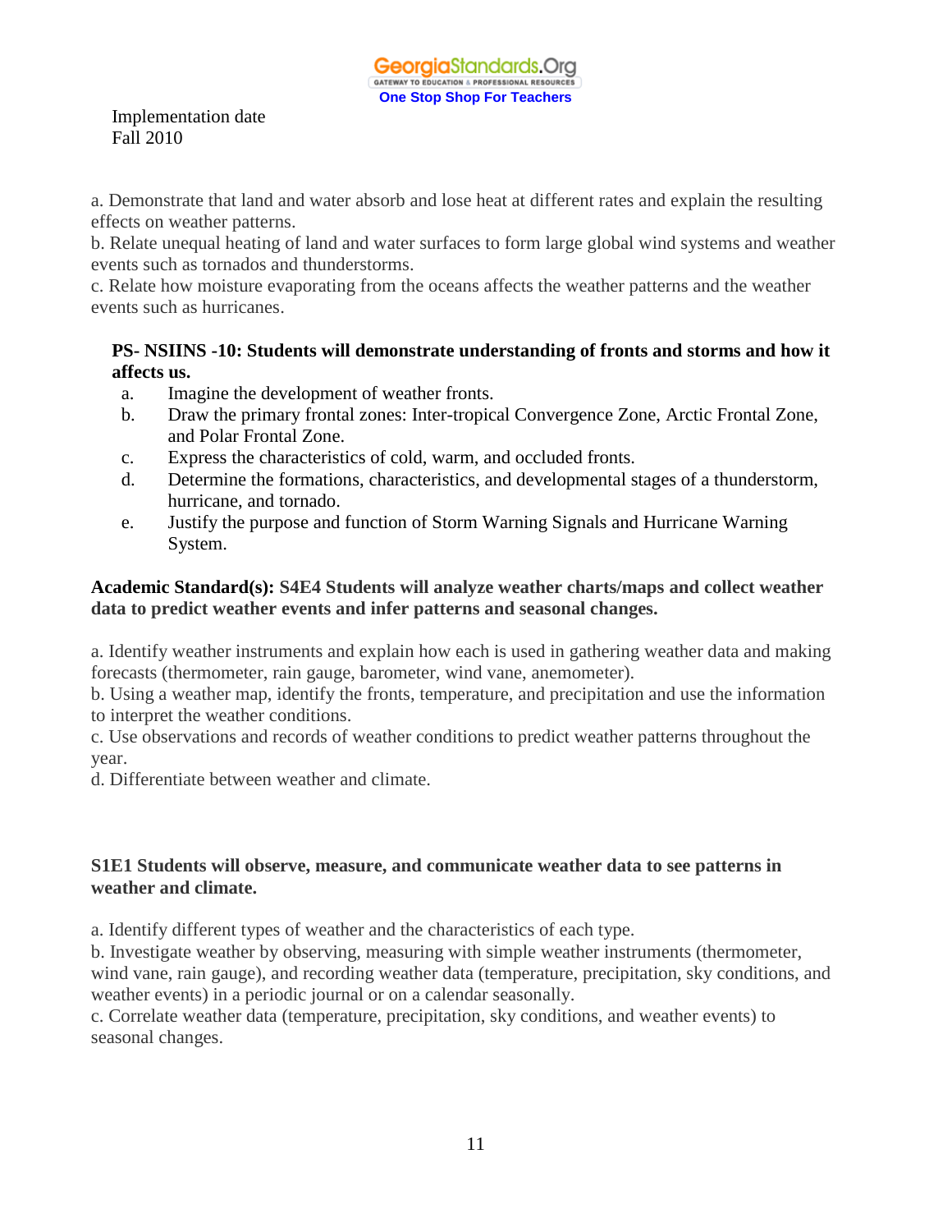Implementation date
Fall 2010

a. Demonstrate that land and water absorb and lose heat at different rates and explain the resulting effects on weather patterns.
b. Relate unequal heating of land and water surfaces to form large global wind systems and weather events such as tornados and thunderstorms.
c. Relate how moisture evaporating from the oceans affects the weather patterns and the weather events such as hurricanes.

**PS- NSIINS -10: Students will demonstrate understanding of fronts and storms and how it affects us.**

a. Imagine the development of weather fronts.
b. Draw the primary frontal zones: Inter-tropical Convergence Zone, Arctic Frontal Zone, and Polar Frontal Zone.
c. Express the characteristics of cold, warm, and occluded fronts.
d. Determine the formations, characteristics, and developmental stages of a thunderstorm, hurricane, and tornado.
e. Justify the purpose and function of Storm Warning Signals and Hurricane Warning System.

**Academic Standard(s): S4E4 Students will analyze weather charts/maps and collect weather data to predict weather events and infer patterns and seasonal changes.**

a. Identify weather instruments and explain how each is used in gathering weather data and making forecasts (thermometer, rain gauge, barometer, wind vane, anemometer).
b. Using a weather map, identify the fronts, temperature, and precipitation and use the information to interpret the weather conditions.
c. Use observations and records of weather conditions to predict weather patterns throughout the year.
d. Differentiate between weather and climate.

**S1E1 Students will observe, measure, and communicate weather data to see patterns in weather and climate.**

a. Identify different types of weather and the characteristics of each type.
b. Investigate weather by observing, measuring with simple weather instruments (thermometer, wind vane, rain gauge), and recording weather data (temperature, precipitation, sky conditions, and weather events) in a periodic journal or on a calendar seasonally.
c. Correlate weather data (temperature, precipitation, sky conditions, and weather events) to seasonal changes.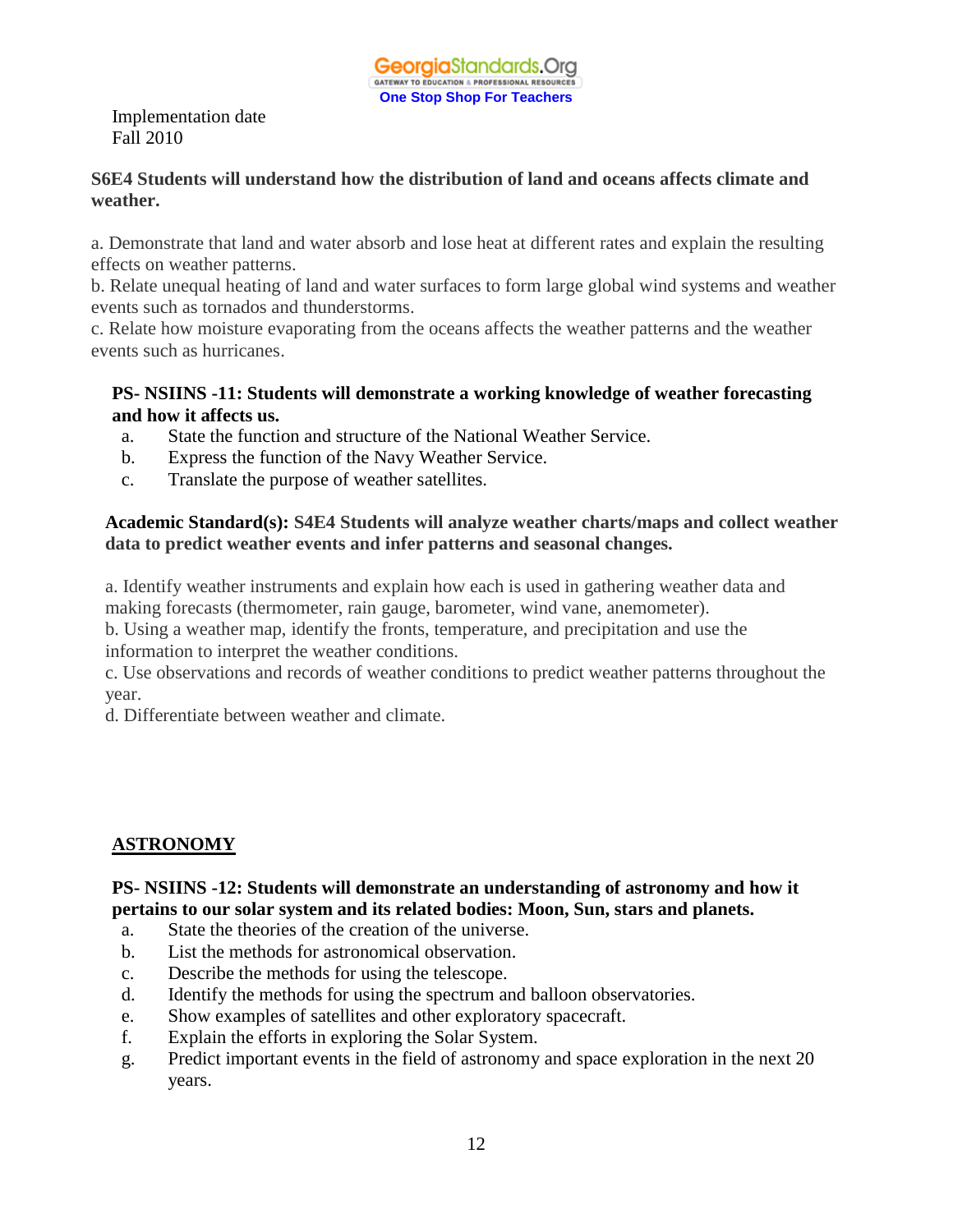Implementation date
Fall 2010

**S6E4 Students will understand how the distribution of land and oceans affects climate and weather.**

a. Demonstrate that land and water absorb and lose heat at different rates and explain the resulting effects on weather patterns.
b. Relate unequal heating of land and water surfaces to form large global wind systems and weather events such as tornados and thunderstorms.
c. Relate how moisture evaporating from the oceans affects the weather patterns and the weather events such as hurricanes.

**PS- NSIINS -11: Students will demonstrate a working knowledge of weather forecasting and how it affects us.**

a. State the function and structure of the National Weather Service.
b. Express the function of the Navy Weather Service.
c. Translate the purpose of weather satellites.

**Academic Standard(s): S4E4 Students will analyze weather charts/maps and collect weather data to predict weather events and infer patterns and seasonal changes.**

a. Identify weather instruments and explain how each is used in gathering weather data and making forecasts (thermometer, rain gauge, barometer, wind vane, anemometer).
b. Using a weather map, identify the fronts, temperature, and precipitation and use the information to interpret the weather conditions.
c. Use observations and records of weather conditions to predict weather patterns throughout the year.
d. Differentiate between weather and climate.

## ASTRONOMY

**PS- NSIINS -12: Students will demonstrate an understanding of astronomy and how it pertains to our solar system and its related bodies: Moon, Sun, stars and planets.**

a. State the theories of the creation of the universe.
b. List the methods for astronomical observation.
c. Describe the methods for using the telescope.
d. Identify the methods for using the spectrum and balloon observatories.
e. Show examples of satellites and other exploratory spacecraft.
f. Explain the efforts in exploring the Solar System.
g. Predict important events in the field of astronomy and space exploration in the next 20 years.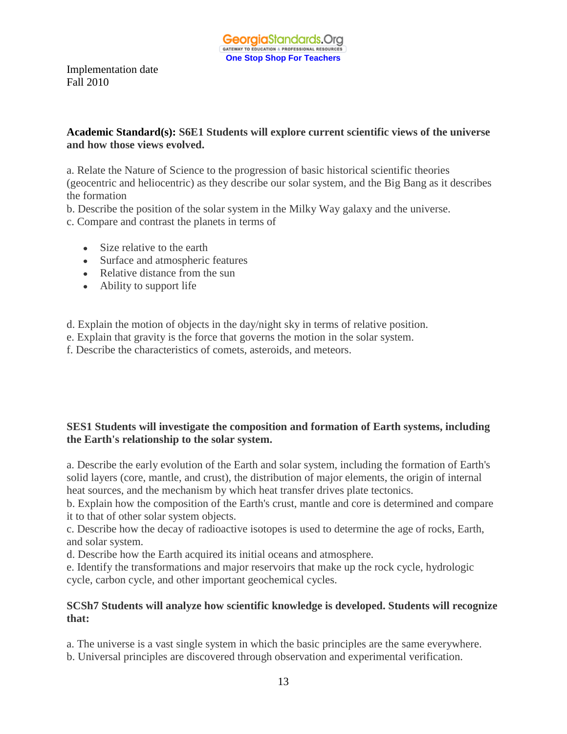GeorgiaStandards.Org
GATEWAY TO EDUCATION & PROFESSIONAL RESOURCES
One Stop Shop For Teachers

Implementation date
Fall 2010

**Academic Standard(s): S6E1 Students will explore current scientific views of the universe and how those views evolved.**

a. Relate the Nature of Science to the progression of basic historical scientific theories (geocentric and heliocentric) as they describe our solar system, and the Big Bang as it describes the formation
b. Describe the position of the solar system in the Milky Way galaxy and the universe.
c. Compare and contrast the planets in terms of

- Size relative to the earth
- Surface and atmospheric features
- Relative distance from the sun
- Ability to support life

d. Explain the motion of objects in the day/night sky in terms of relative position.
e. Explain that gravity is the force that governs the motion in the solar system.
f. Describe the characteristics of comets, asteroids, and meteors.

**SES1 Students will investigate the composition and formation of Earth systems, including the Earth's relationship to the solar system.**

a. Describe the early evolution of the Earth and solar system, including the formation of Earth's solid layers (core, mantle, and crust), the distribution of major elements, the origin of internal heat sources, and the mechanism by which heat transfer drives plate tectonics.
b. Explain how the composition of the Earth's crust, mantle and core is determined and compare it to that of other solar system objects.
c. Describe how the decay of radioactive isotopes is used to determine the age of rocks, Earth, and solar system.
d. Describe how the Earth acquired its initial oceans and atmosphere.
e. Identify the transformations and major reservoirs that make up the rock cycle, hydrologic cycle, carbon cycle, and other important geochemical cycles.

**SCSh7 Students will analyze how scientific knowledge is developed. Students will recognize that:**

a. The universe is a vast single system in which the basic principles are the same everywhere.
b. Universal principles are discovered through observation and experimental verification.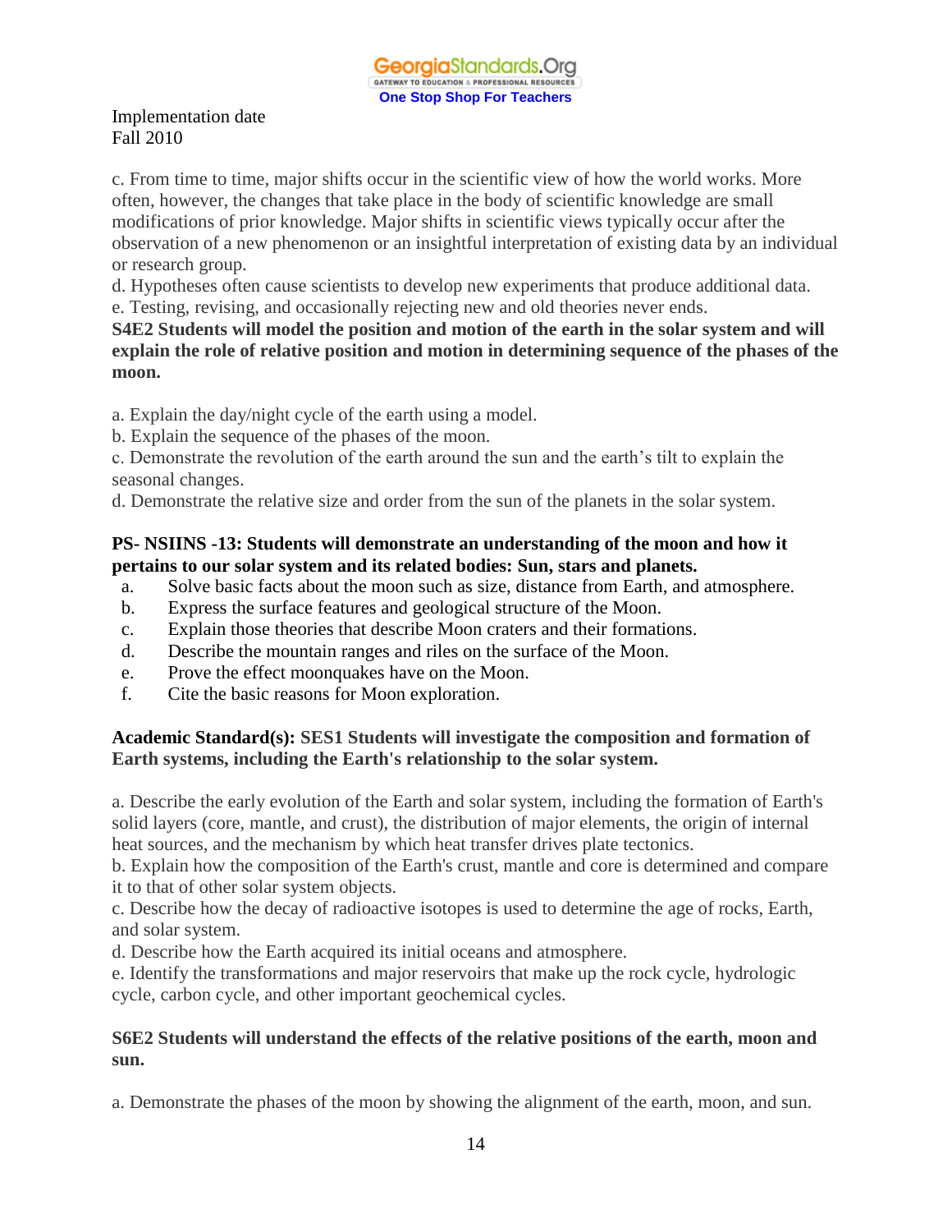Implementation date
Fall 2010

c. From time to time, major shifts occur in the scientific view of how the world works. More often, however, the changes that take place in the body of scientific knowledge are small modifications of prior knowledge. Major shifts in scientific views typically occur after the observation of a new phenomenon or an insightful interpretation of existing data by an individual or research group.
d. Hypotheses often cause scientists to develop new experiments that produce additional data.
e. Testing, revising, and occasionally rejecting new and old theories never ends.

**S4E2 Students will model the position and motion of the earth in the solar system and will explain the role of relative position and motion in determining sequence of the phases of the moon.**

a. Explain the day/night cycle of the earth using a model.
b. Explain the sequence of the phases of the moon.
c. Demonstrate the revolution of the earth around the sun and the earth's tilt to explain the seasonal changes.
d. Demonstrate the relative size and order from the sun of the planets in the solar system.

**PS- NSIINS -13: Students will demonstrate an understanding of the moon and how it pertains to our solar system and its related bodies: Sun, stars and planets.**

a. Solve basic facts about the moon such as size, distance from Earth, and atmosphere.
b. Express the surface features and geological structure of the Moon.
c. Explain those theories that describe Moon craters and their formations.
d. Describe the mountain ranges and riles on the surface of the Moon.
e. Prove the effect moonquakes have on the Moon.
f. Cite the basic reasons for Moon exploration.

**Academic Standard(s): SES1 Students will investigate the composition and formation of Earth systems, including the Earth's relationship to the solar system.**

a. Describe the early evolution of the Earth and solar system, including the formation of Earth's solid layers (core, mantle, and crust), the distribution of major elements, the origin of internal heat sources, and the mechanism by which heat transfer drives plate tectonics.
b. Explain how the composition of the Earth's crust, mantle and core is determined and compare it to that of other solar system objects.
c. Describe how the decay of radioactive isotopes is used to determine the age of rocks, Earth, and solar system.
d. Describe how the Earth acquired its initial oceans and atmosphere.
e. Identify the transformations and major reservoirs that make up the rock cycle, hydrologic cycle, carbon cycle, and other important geochemical cycles.

**S6E2 Students will understand the effects of the relative positions of the earth, moon and sun.**

a. Demonstrate the phases of the moon by showing the alignment of the earth, moon, and sun.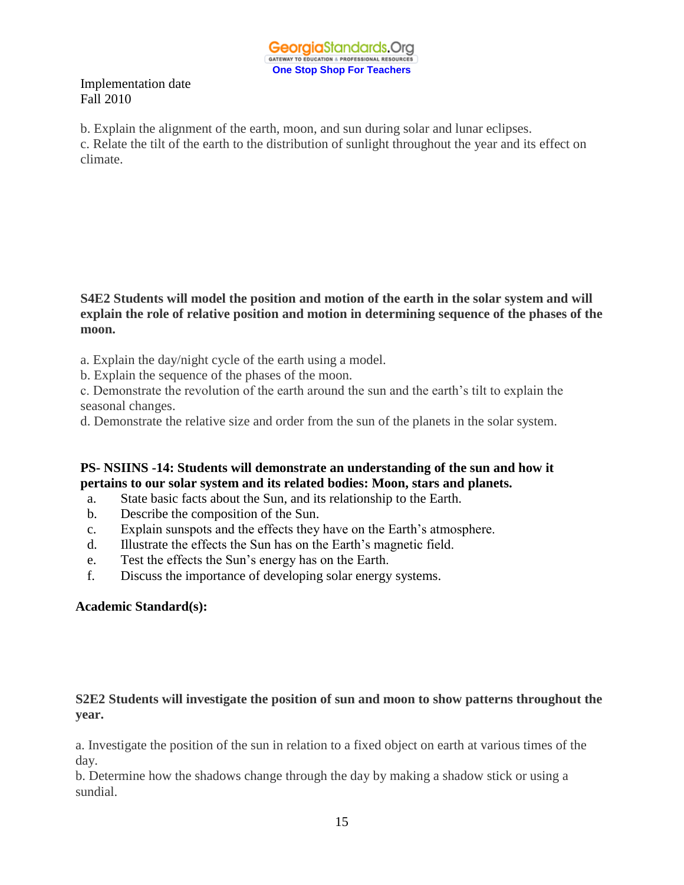Implementation date
Fall 2010

b. Explain the alignment of the earth, moon, and sun during solar and lunar eclipses.
c. Relate the tilt of the earth to the distribution of sunlight throughout the year and its effect on climate.

**S4E2 Students will model the position and motion of the earth in the solar system and will explain the role of relative position and motion in determining sequence of the phases of the moon.**

a. Explain the day/night cycle of the earth using a model.
b. Explain the sequence of the phases of the moon.
c. Demonstrate the revolution of the earth around the sun and the earth's tilt to explain the seasonal changes.
d. Demonstrate the relative size and order from the sun of the planets in the solar system.

**PS- NSIINS -14: Students will demonstrate an understanding of the sun and how it pertains to our solar system and its related bodies: Moon, stars and planets.**

a. State basic facts about the Sun, and its relationship to the Earth.
b. Describe the composition of the Sun.
c. Explain sunspots and the effects they have on the Earth's atmosphere.
d. Illustrate the effects the Sun has on the Earth's magnetic field.
e. Test the effects the Sun's energy has on the Earth.
f. Discuss the importance of developing solar energy systems.

**Academic Standard(s):**

**S2E2 Students will investigate the position of sun and moon to show patterns throughout the year.**

a. Investigate the position of the sun in relation to a fixed object on earth at various times of the day.
b. Determine how the shadows change through the day by making a shadow stick or using a sundial.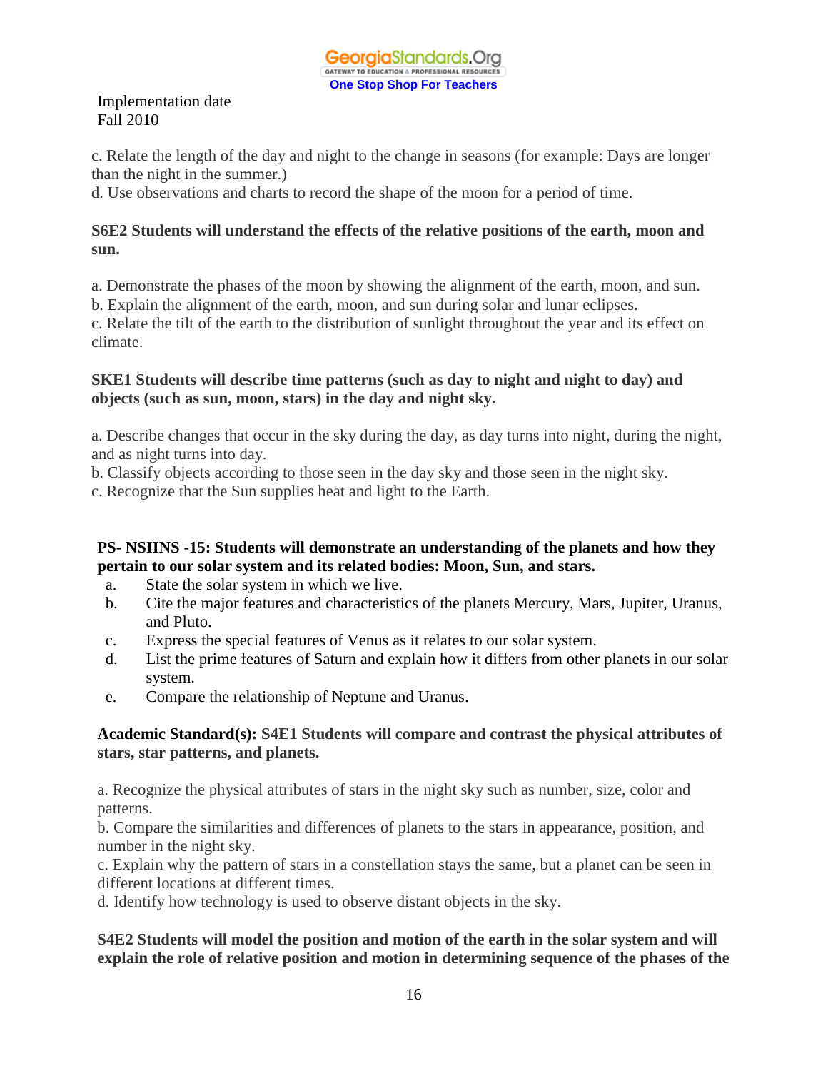Implementation date
Fall 2010

c. Relate the length of the day and night to the change in seasons (for example: Days are longer than the night in the summer.)
d. Use observations and charts to record the shape of the moon for a period of time.

**S6E2 Students will understand the effects of the relative positions of the earth, moon and sun.**

a. Demonstrate the phases of the moon by showing the alignment of the earth, moon, and sun.
b. Explain the alignment of the earth, moon, and sun during solar and lunar eclipses.
c. Relate the tilt of the earth to the distribution of sunlight throughout the year and its effect on climate.

**SKE1 Students will describe time patterns (such as day to night and night to day) and objects (such as sun, moon, stars) in the day and night sky.**

a. Describe changes that occur in the sky during the day, as day turns into night, during the night, and as night turns into day.
b. Classify objects according to those seen in the day sky and those seen in the night sky.
c. Recognize that the Sun supplies heat and light to the Earth.

**PS- NSIINS -15: Students will demonstrate an understanding of the planets and how they pertain to our solar system and its related bodies: Moon, Sun, and stars.**

a. State the solar system in which we live.
b. Cite the major features and characteristics of the planets Mercury, Mars, Jupiter, Uranus, and Pluto.
c. Express the special features of Venus as it relates to our solar system.
d. List the prime features of Saturn and explain how it differs from other planets in our solar system.
e. Compare the relationship of Neptune and Uranus.

**Academic Standard(s): S4E1 Students will compare and contrast the physical attributes of stars, star patterns, and planets.**

a. Recognize the physical attributes of stars in the night sky such as number, size, color and patterns.
b. Compare the similarities and differences of planets to the stars in appearance, position, and number in the night sky.
c. Explain why the pattern of stars in a constellation stays the same, but a planet can be seen in different locations at different times.
d. Identify how technology is used to observe distant objects in the sky.

**S4E2 Students will model the position and motion of the earth in the solar system and will explain the role of relative position and motion in determining sequence of the phases of the**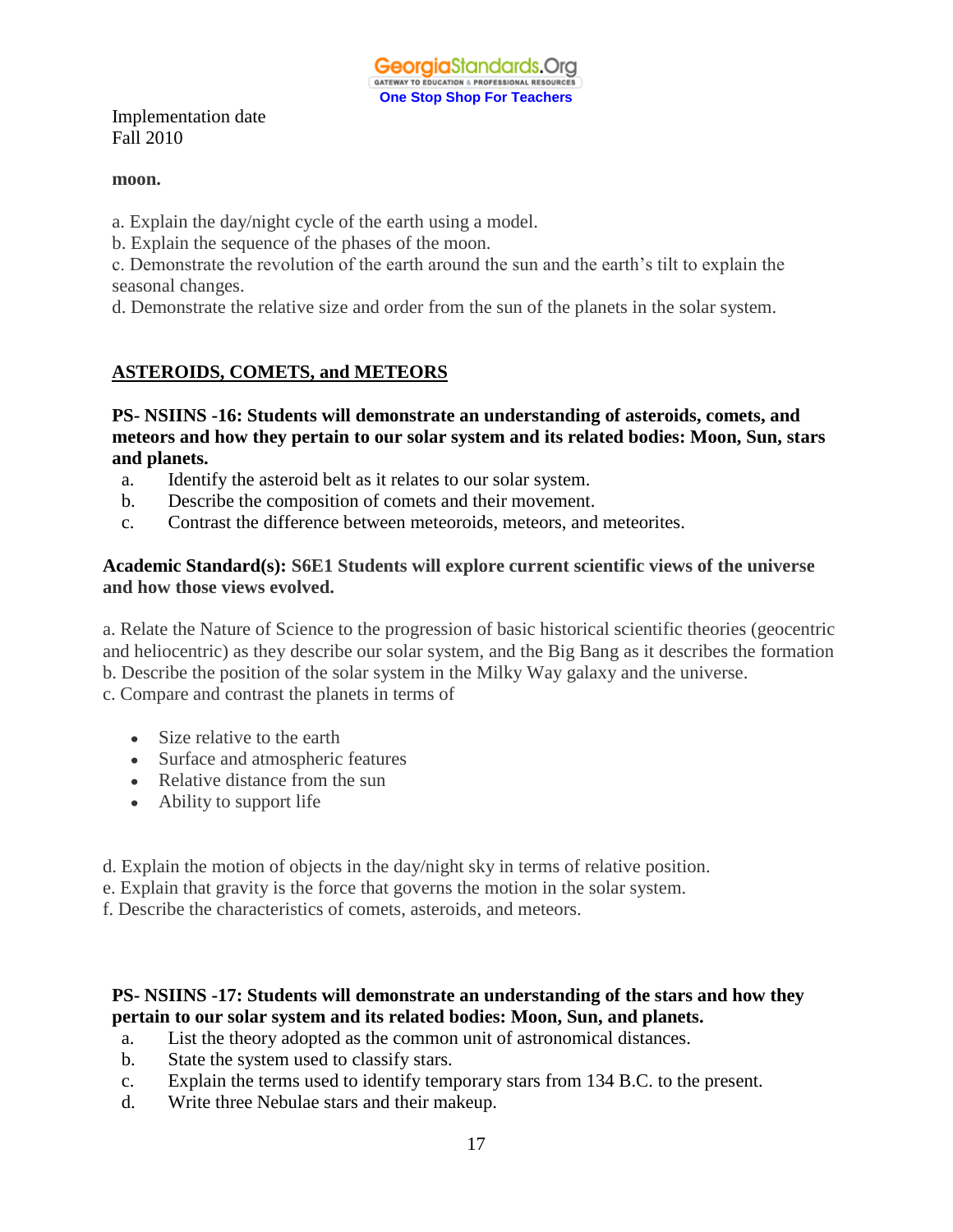Implementation date
Fall 2010

**moon.**

a. Explain the day/night cycle of the earth using a model.
b. Explain the sequence of the phases of the moon.
c. Demonstrate the revolution of the earth around the sun and the earth's tilt to explain the seasonal changes.
d. Demonstrate the relative size and order from the sun of the planets in the solar system.

## <u>ASTEROIDS, COMETS, and METEORS</u>

**PS- NSIINS -16: Students will demonstrate an understanding of asteroids, comets, and meteors and how they pertain to our solar system and its related bodies: Moon, Sun, stars and planets.**

a. Identify the asteroid belt as it relates to our solar system.
b. Describe the composition of comets and their movement.
c. Contrast the difference between meteoroids, meteors, and meteorites.

**Academic Standard(s): S6E1 Students will explore current scientific views of the universe and how those views evolved.**

a. Relate the Nature of Science to the progression of basic historical scientific theories (geocentric and heliocentric) as they describe our solar system, and the Big Bang as it describes the formation
b. Describe the position of the solar system in the Milky Way galaxy and the universe.
c. Compare and contrast the planets in terms of

- Size relative to the earth
- Surface and atmospheric features
- Relative distance from the sun
- Ability to support life

d. Explain the motion of objects in the day/night sky in terms of relative position.
e. Explain that gravity is the force that governs the motion in the solar system.
f. Describe the characteristics of comets, asteroids, and meteors.

**PS- NSIINS -17: Students will demonstrate an understanding of the stars and how they pertain to our solar system and its related bodies: Moon, Sun, and planets.**

a. List the theory adopted as the common unit of astronomical distances.
b. State the system used to classify stars.
c. Explain the terms used to identify temporary stars from 134 B.C. to the present.
d. Write three Nebulae stars and their makeup.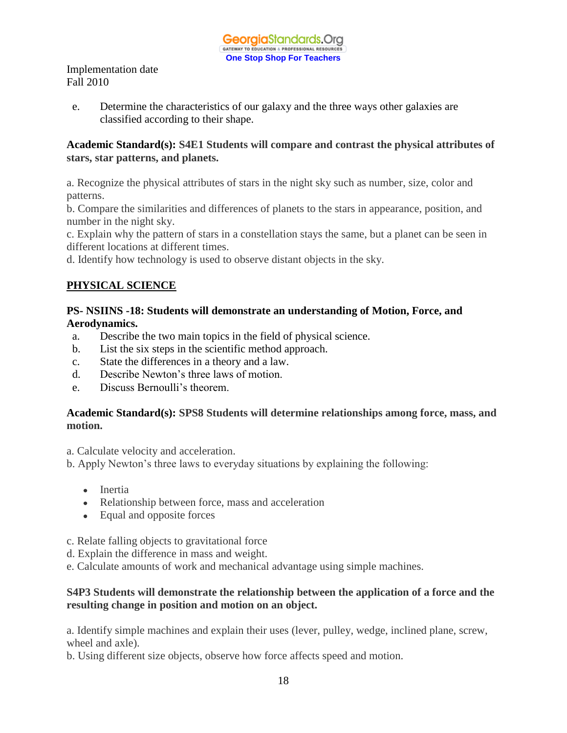Implementation date
Fall 2010

e. Determine the characteristics of our galaxy and the three ways other galaxies are classified according to their shape.

**Academic Standard(s): S4E1 Students will compare and contrast the physical attributes of stars, star patterns, and planets.**

a. Recognize the physical attributes of stars in the night sky such as number, size, color and patterns.
b. Compare the similarities and differences of planets to the stars in appearance, position, and number in the night sky.
c. Explain why the pattern of stars in a constellation stays the same, but a planet can be seen in different locations at different times.
d. Identify how technology is used to observe distant objects in the sky.

## PHYSICAL SCIENCE

**PS- NSIINS -18: Students will demonstrate an understanding of Motion, Force, and Aerodynamics.**

a. Describe the two main topics in the field of physical science.
b. List the six steps in the scientific method approach.
c. State the differences in a theory and a law.
d. Describe Newton's three laws of motion.
e. Discuss Bernoulli's theorem.

**Academic Standard(s): SPS8 Students will determine relationships among force, mass, and motion.**

a. Calculate velocity and acceleration.
b. Apply Newton's three laws to everyday situations by explaining the following:

- Inertia
- Relationship between force, mass and acceleration
- Equal and opposite forces

c. Relate falling objects to gravitational force
d. Explain the difference in mass and weight.
e. Calculate amounts of work and mechanical advantage using simple machines.

**S4P3 Students will demonstrate the relationship between the application of a force and the resulting change in position and motion on an object.**

a. Identify simple machines and explain their uses (lever, pulley, wedge, inclined plane, screw, wheel and axle).
b. Using different size objects, observe how force affects speed and motion.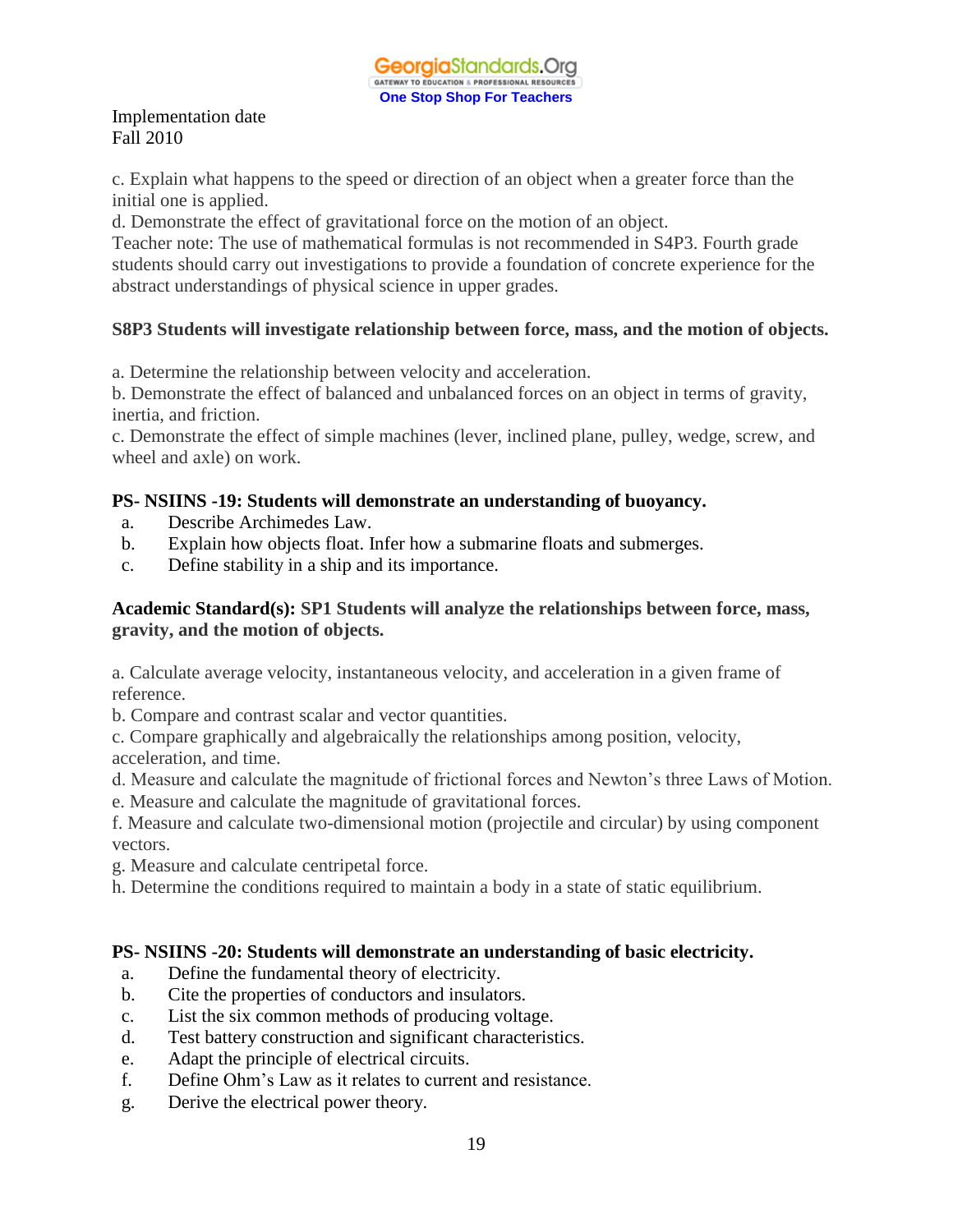Implementation date
Fall 2010

c. Explain what happens to the speed or direction of an object when a greater force than the initial one is applied.
d. Demonstrate the effect of gravitational force on the motion of an object.
Teacher note: The use of mathematical formulas is not recommended in S4P3. Fourth grade students should carry out investigations to provide a foundation of concrete experience for the abstract understandings of physical science in upper grades.

**S8P3 Students will investigate relationship between force, mass, and the motion of objects.**

a. Determine the relationship between velocity and acceleration.
b. Demonstrate the effect of balanced and unbalanced forces on an object in terms of gravity, inertia, and friction.
c. Demonstrate the effect of simple machines (lever, inclined plane, pulley, wedge, screw, and wheel and axle) on work.

**PS- NSIINS -19: Students will demonstrate an understanding of buoyancy.**

a. Describe Archimedes Law.
b. Explain how objects float. Infer how a submarine floats and submerges.
c. Define stability in a ship and its importance.

**Academic Standard(s): SP1 Students will analyze the relationships between force, mass, gravity, and the motion of objects.**

a. Calculate average velocity, instantaneous velocity, and acceleration in a given frame of reference.
b. Compare and contrast scalar and vector quantities.
c. Compare graphically and algebraically the relationships among position, velocity, acceleration, and time.
d. Measure and calculate the magnitude of frictional forces and Newton's three Laws of Motion.
e. Measure and calculate the magnitude of gravitational forces.
f. Measure and calculate two-dimensional motion (projectile and circular) by using component vectors.
g. Measure and calculate centripetal force.
h. Determine the conditions required to maintain a body in a state of static equilibrium.

**PS- NSIINS -20: Students will demonstrate an understanding of basic electricity.**

a. Define the fundamental theory of electricity.
b. Cite the properties of conductors and insulators.
c. List the six common methods of producing voltage.
d. Test battery construction and significant characteristics.
e. Adapt the principle of electrical circuits.
f. Define Ohm's Law as it relates to current and resistance.
g. Derive the electrical power theory.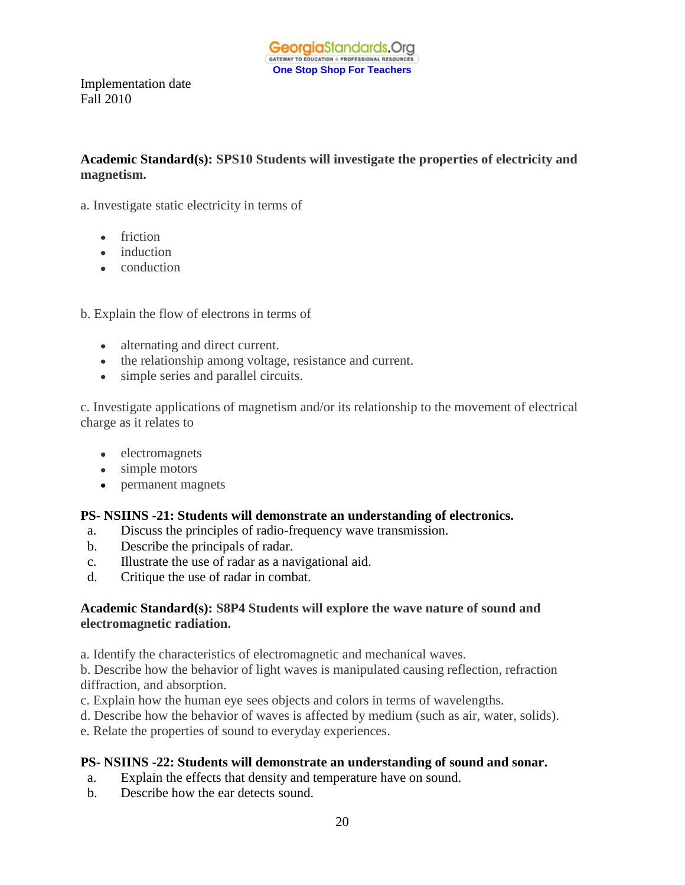Implementation date
Fall 2010

**Academic Standard(s): SPS10 Students will investigate the properties of electricity and magnetism.**

a. Investigate static electricity in terms of

- friction
- induction
- conduction

b. Explain the flow of electrons in terms of

- alternating and direct current.
- the relationship among voltage, resistance and current.
- simple series and parallel circuits.

c. Investigate applications of magnetism and/or its relationship to the movement of electrical charge as it relates to

- electromagnets
- simple motors
- permanent magnets

**PS- NSIINS -21: Students will demonstrate an understanding of electronics.**

a. Discuss the principles of radio-frequency wave transmission.
b. Describe the principals of radar.
c. Illustrate the use of radar as a navigational aid.
d. Critique the use of radar in combat.

**Academic Standard(s): S8P4 Students will explore the wave nature of sound and electromagnetic radiation.**

a. Identify the characteristics of electromagnetic and mechanical waves.
b. Describe how the behavior of light waves is manipulated causing reflection, refraction diffraction, and absorption.
c. Explain how the human eye sees objects and colors in terms of wavelengths.
d. Describe how the behavior of waves is affected by medium (such as air, water, solids).
e. Relate the properties of sound to everyday experiences.

**PS- NSIINS -22: Students will demonstrate an understanding of sound and sonar.**

a. Explain the effects that density and temperature have on sound.
b. Describe how the ear detects sound.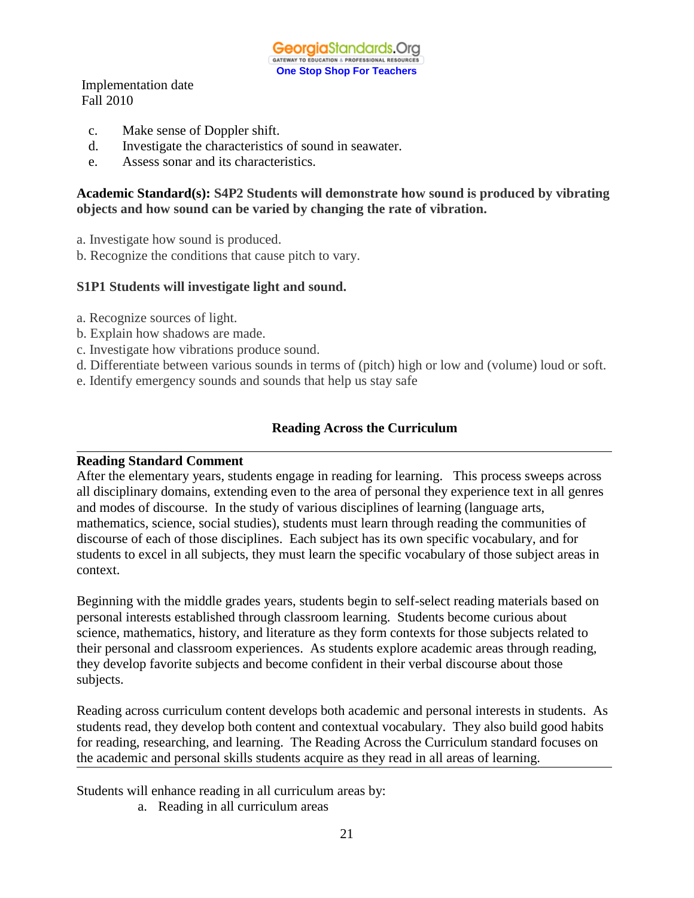Implementation date
Fall 2010

c. Make sense of Doppler shift.
d. Investigate the characteristics of sound in seawater.
e. Assess sonar and its characteristics.

**Academic Standard(s): S4P2 Students will demonstrate how sound is produced by vibrating objects and how sound can be varied by changing the rate of vibration.**

a. Investigate how sound is produced.
b. Recognize the conditions that cause pitch to vary.

**S1P1 Students will investigate light and sound.**

a. Recognize sources of light.
b. Explain how shadows are made.
c. Investigate how vibrations produce sound.
d. Differentiate between various sounds in terms of (pitch) high or low and (volume) loud or soft.
e. Identify emergency sounds and sounds that help us stay safe

## Reading Across the Curriculum

**Reading Standard Comment**
After the elementary years, students engage in reading for learning. This process sweeps across all disciplinary domains, extending even to the area of personal they experience text in all genres and modes of discourse. In the study of various disciplines of learning (language arts, mathematics, science, social studies), students must learn through reading the communities of discourse of each of those disciplines. Each subject has its own specific vocabulary, and for students to excel in all subjects, they must learn the specific vocabulary of those subject areas in context.

Beginning with the middle grades years, students begin to self-select reading materials based on personal interests established through classroom learning. Students become curious about science, mathematics, history, and literature as they form contexts for those subjects related to their personal and classroom experiences. As students explore academic areas through reading, they develop favorite subjects and become confident in their verbal discourse about those subjects.

Reading across curriculum content develops both academic and personal interests in students. As students read, they develop both content and contextual vocabulary. They also build good habits for reading, researching, and learning. The Reading Across the Curriculum standard focuses on the academic and personal skills students acquire as they read in all areas of learning.

Students will enhance reading in all curriculum areas by:

a. Reading in all curriculum areas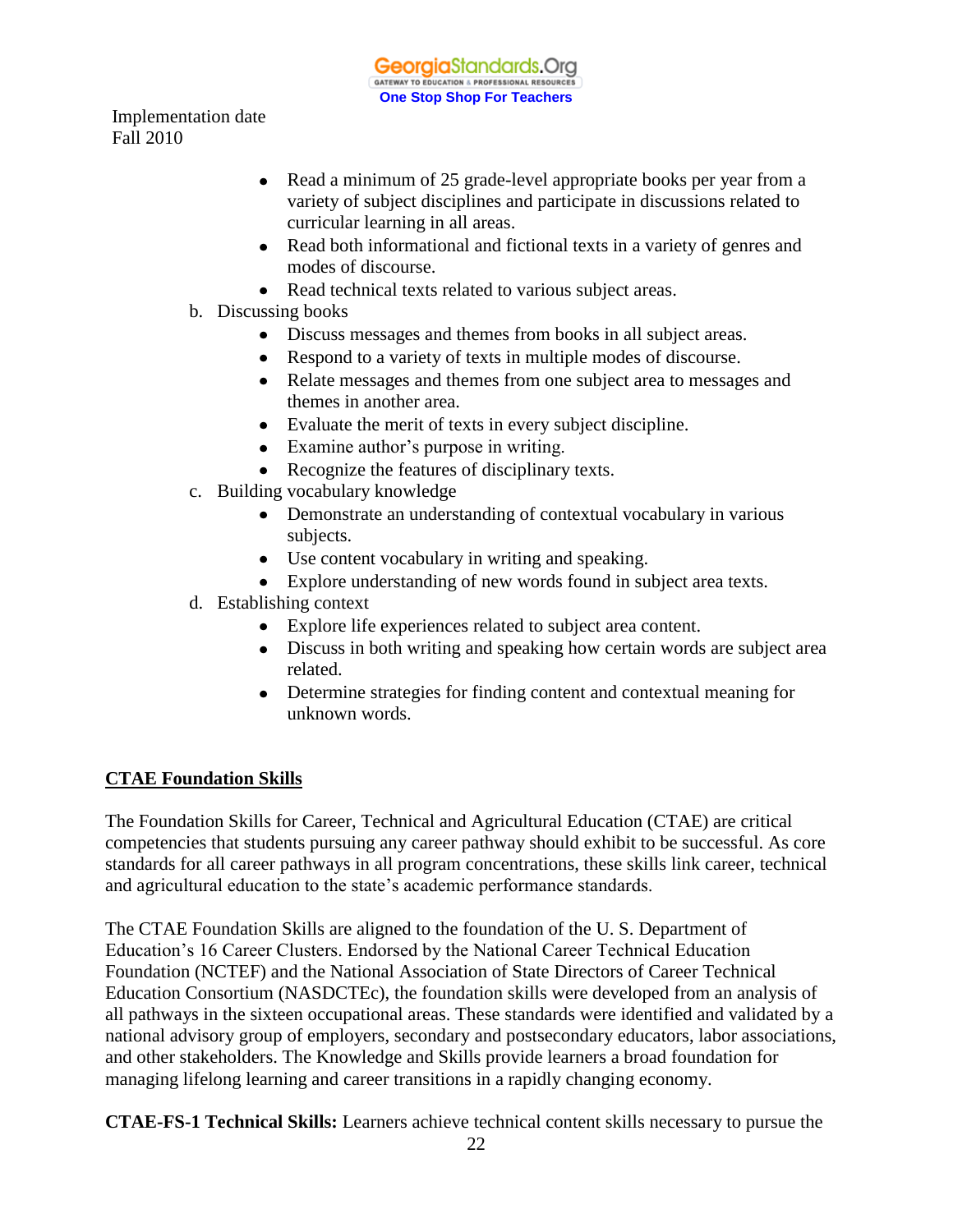- Read a minimum of 25 grade-level appropriate books per year from a variety of subject disciplines and participate in discussions related to curricular learning in all areas.
- Read both informational and fictional texts in a variety of genres and modes of discourse.
- Read technical texts related to various subject areas.

b. Discussing books
   - Discuss messages and themes from books in all subject areas.
   - Respond to a variety of texts in multiple modes of discourse.
   - Relate messages and themes from one subject area to messages and themes in another area.
   - Evaluate the merit of texts in every subject discipline.
   - Examine author's purpose in writing.
   - Recognize the features of disciplinary texts.

c. Building vocabulary knowledge
   - Demonstrate an understanding of contextual vocabulary in various subjects.
   - Use content vocabulary in writing and speaking.
   - Explore understanding of new words found in subject area texts.

d. Establishing context
   - Explore life experiences related to subject area content.
   - Discuss in both writing and speaking how certain words are subject area related.
   - Determine strategies for finding content and contextual meaning for unknown words.

## CTAE Foundation Skills

The Foundation Skills for Career, Technical and Agricultural Education (CTAE) are critical competencies that students pursuing any career pathway should exhibit to be successful. As core standards for all career pathways in all program concentrations, these skills link career, technical and agricultural education to the state's academic performance standards.

The CTAE Foundation Skills are aligned to the foundation of the U. S. Department of Education's 16 Career Clusters. Endorsed by the National Career Technical Education Foundation (NCTEF) and the National Association of State Directors of Career Technical Education Consortium (NASDCTEc), the foundation skills were developed from an analysis of all pathways in the sixteen occupational areas. These standards were identified and validated by a national advisory group of employers, secondary and postsecondary educators, labor associations, and other stakeholders. The Knowledge and Skills provide learners a broad foundation for managing lifelong learning and career transitions in a rapidly changing economy.

**CTAE-FS-1 Technical Skills:** Learners achieve technical content skills necessary to pursue the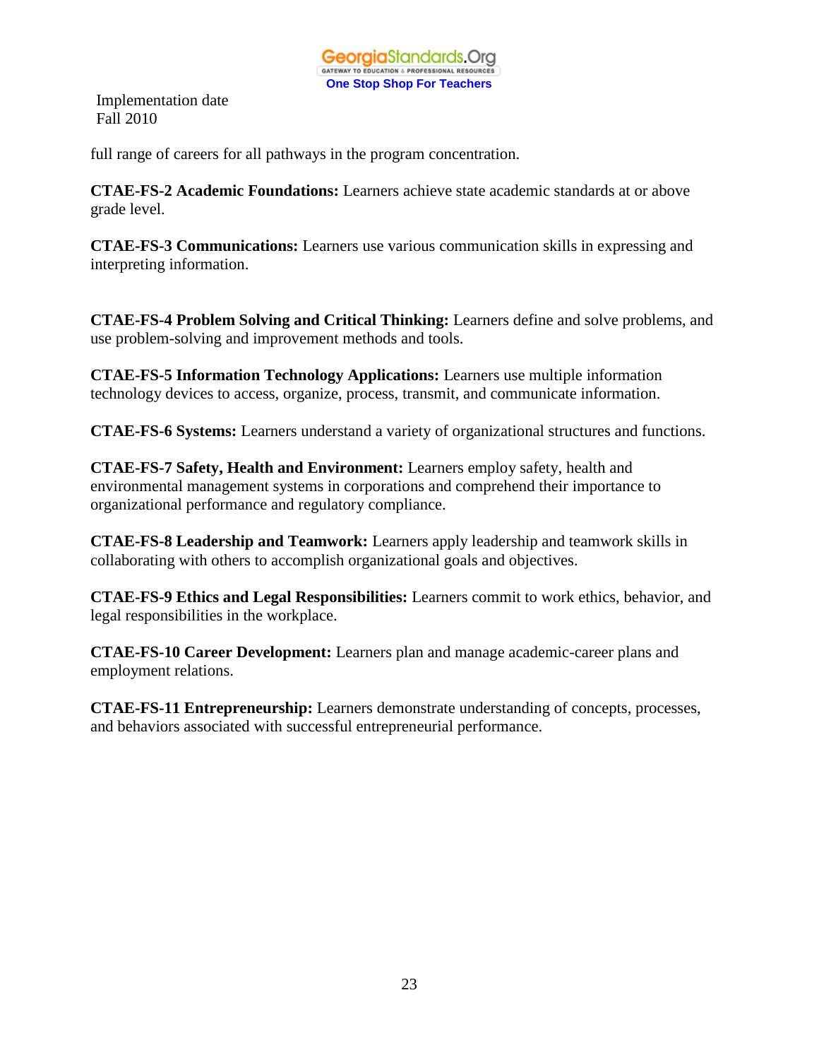Implementation date
Fall 2010

full range of careers for all pathways in the program concentration.

**CTAE-FS-2 Academic Foundations:** Learners achieve state academic standards at or above grade level.

**CTAE-FS-3 Communications:** Learners use various communication skills in expressing and interpreting information.

**CTAE-FS-4 Problem Solving and Critical Thinking:** Learners define and solve problems, and use problem-solving and improvement methods and tools.

**CTAE-FS-5 Information Technology Applications:** Learners use multiple information technology devices to access, organize, process, transmit, and communicate information.

**CTAE-FS-6 Systems:** Learners understand a variety of organizational structures and functions.

**CTAE-FS-7 Safety, Health and Environment:** Learners employ safety, health and environmental management systems in corporations and comprehend their importance to organizational performance and regulatory compliance.

**CTAE-FS-8 Leadership and Teamwork:** Learners apply leadership and teamwork skills in collaborating with others to accomplish organizational goals and objectives.

**CTAE-FS-9 Ethics and Legal Responsibilities:** Learners commit to work ethics, behavior, and legal responsibilities in the workplace.

**CTAE-FS-10 Career Development:** Learners plan and manage academic-career plans and employment relations.

**CTAE-FS-11 Entrepreneurship:** Learners demonstrate understanding of concepts, processes, and behaviors associated with successful entrepreneurial performance.